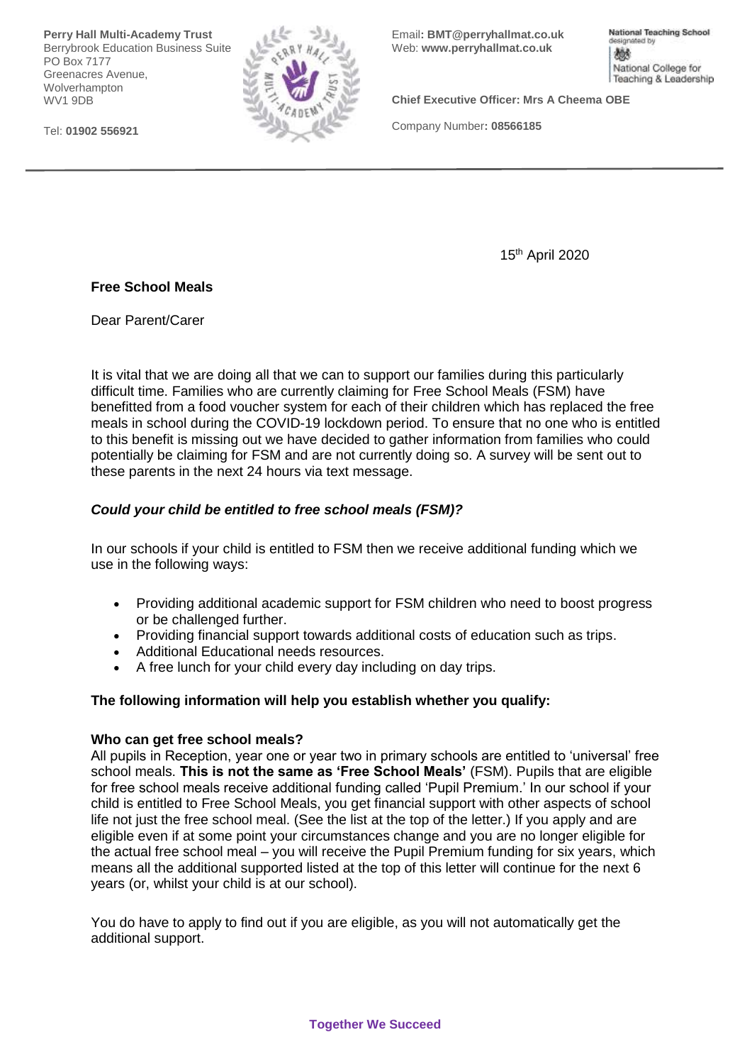**Perry Hall Multi-Academy Trust**
Berrybrook Education Business Suite
PO Box 7177
Greenacres Avenue,
Wolverhampton
WV1 9DB

Tel: **01902 556921**

Email: **BMT@perryhallmat.co.uk**
Web: **www.perryhallmat.co.uk**

National Teaching School designated by National College for Teaching & Leadership

**Chief Executive Officer: Mrs A Cheema OBE**

Company Number: **08566185**

15th April 2020

**Free School Meals**

Dear Parent/Carer

It is vital that we are doing all that we can to support our families during this particularly difficult time. Families who are currently claiming for Free School Meals (FSM) have benefitted from a food voucher system for each of their children which has replaced the free meals in school during the COVID-19 lockdown period. To ensure that no one who is entitled to this benefit is missing out we have decided to gather information from families who could potentially be claiming for FSM and are not currently doing so. A survey will be sent out to these parents in the next 24 hours via text message.

***Could your child be entitled to free school meals (FSM)?***

In our schools if your child is entitled to FSM then we receive additional funding which we use in the following ways:

- Providing additional academic support for FSM children who need to boost progress or be challenged further.
- Providing financial support towards additional costs of education such as trips.
- Additional Educational needs resources.
- A free lunch for your child every day including on day trips.

**The following information will help you establish whether you qualify:**

**Who can get free school meals?**
All pupils in Reception, year one or year two in primary schools are entitled to 'universal' free school meals. **This is not the same as 'Free School Meals'** (FSM). Pupils that are eligible for free school meals receive additional funding called 'Pupil Premium.' In our school if your child is entitled to Free School Meals, you get financial support with other aspects of school life not just the free school meal. (See the list at the top of the letter.) If you apply and are eligible even if at some point your circumstances change and you are no longer eligible for the actual free school meal – you will receive the Pupil Premium funding for six years, which means all the additional supported listed at the top of this letter will continue for the next 6 years (or, whilst your child is at our school).

You do have to apply to find out if you are eligible, as you will not automatically get the additional support.

**Together We Succeed**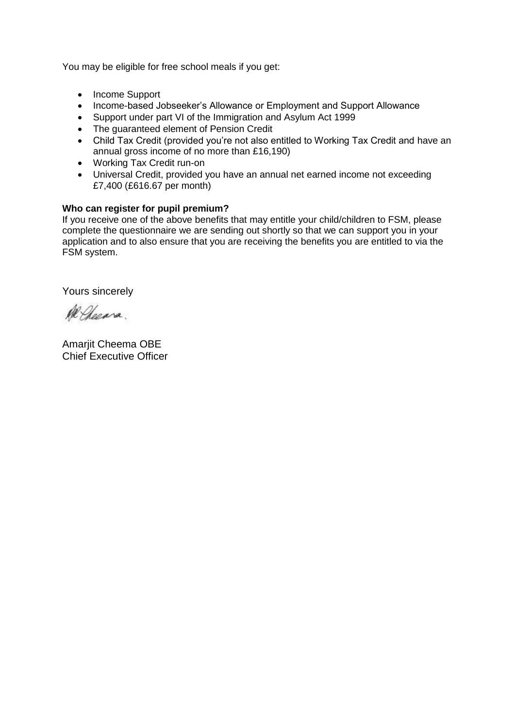You may be eligible for free school meals if you get:

- Income Support
- Income-based Jobseeker's Allowance or Employment and Support Allowance
- Support under part VI of the Immigration and Asylum Act 1999
- The guaranteed element of Pension Credit
- Child Tax Credit (provided you're not also entitled to Working Tax Credit and have an annual gross income of no more than £16,190)
- Working Tax Credit run-on
- Universal Credit, provided you have an annual net earned income not exceeding £7,400 (£616.67 per month)

**Who can register for pupil premium?**

If you receive one of the above benefits that may entitle your child/children to FSM, please complete the questionnaire we are sending out shortly so that we can support you in your application and to also ensure that you are receiving the benefits you are entitled to via the FSM system.

Yours sincerely

Amarjit Cheema OBE
Chief Executive Officer